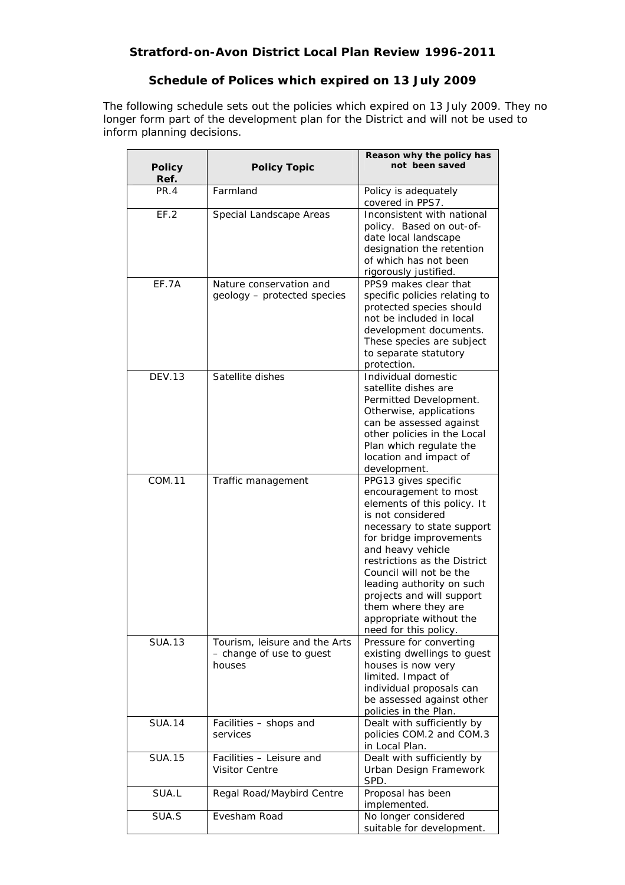# Stratford-on-Avon District Local Plan Review 1996-2011

## Schedule of Polices which expired on 13 July 2009

The following schedule sets out the policies which expired on 13 July 2009. They no longer form part of the development plan for the District and will not be used to inform planning decisions.

| Policy Ref. | Policy Topic | Reason why the policy has not been saved |
|---|---|---|
| PR.4 | Farmland | Policy is adequately covered in PPS7. |
| EF.2 | Special Landscape Areas | Inconsistent with national policy. Based on out-of-date local landscape designation the retention of which has not been rigorously justified. |
| EF.7A | Nature conservation and geology – protected species | PPS9 makes clear that specific policies relating to protected species should not be included in local development documents. These species are subject to separate statutory protection. |
| DEV.13 | Satellite dishes | Individual domestic satellite dishes are Permitted Development. Otherwise, applications can be assessed against other policies in the Local Plan which regulate the location and impact of development. |
| COM.11 | Traffic management | PPG13 gives specific encouragement to most elements of this policy. It is not considered necessary to state support for bridge improvements and heavy vehicle restrictions as the District Council will not be the leading authority on such projects and will support them where they are appropriate without the need for this policy. |
| SUA.13 | Tourism, leisure and the Arts – change of use to guest houses | Pressure for converting existing dwellings to guest houses is now very limited. Impact of individual proposals can be assessed against other policies in the Plan. |
| SUA.14 | Facilities – shops and services | Dealt with sufficiently by policies COM.2 and COM.3 in Local Plan. |
| SUA.15 | Facilities – Leisure and Visitor Centre | Dealt with sufficiently by Urban Design Framework SPD. |
| SUA.L | Regal Road/Maybird Centre | Proposal has been implemented. |
| SUA.S | Evesham Road | No longer considered suitable for development. |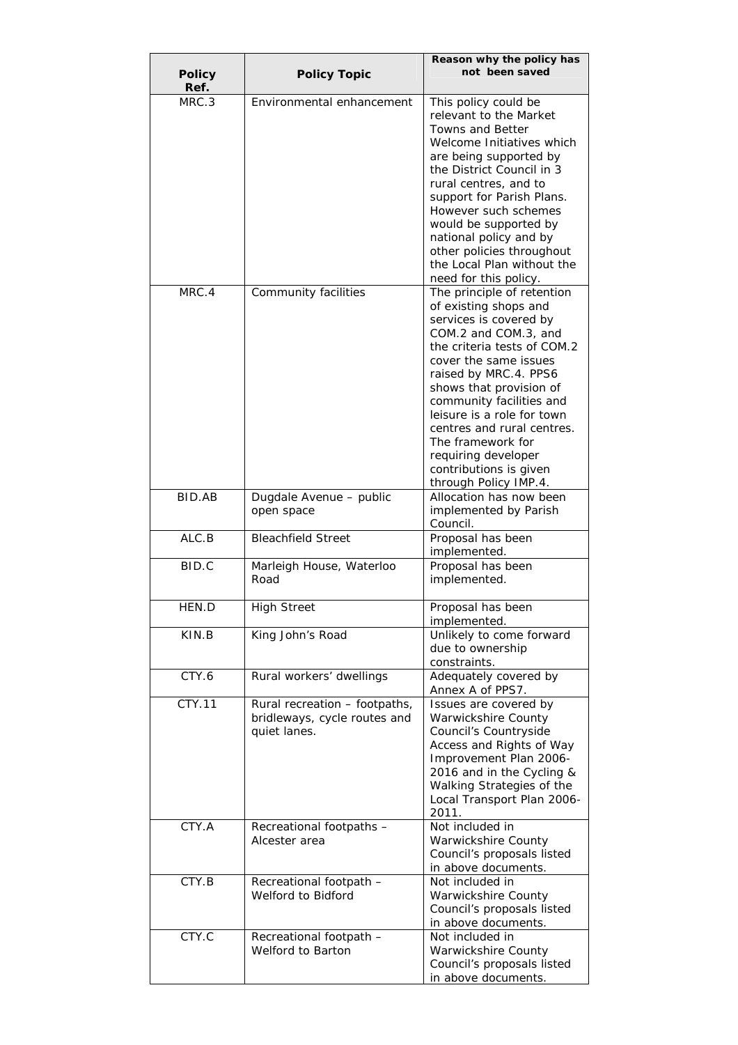| Policy Ref. | Policy Topic | Reason why the policy has not been saved |
|---|---|---|
| MRC.3 | Environmental enhancement | This policy could be relevant to the Market Towns and Better Welcome Initiatives which are being supported by the District Council in 3 rural centres, and to support for Parish Plans. However such schemes would be supported by national policy and by other policies throughout the Local Plan without the need for this policy. |
| MRC.4 | Community facilities | The principle of retention of existing shops and services is covered by COM.2 and COM.3, and the criteria tests of COM.2 cover the same issues raised by MRC.4. PPS6 shows that provision of community facilities and leisure is a role for town centres and rural centres. The framework for requiring developer contributions is given through Policy IMP.4. |
| BID.AB | Dugdale Avenue – public open space | Allocation has now been implemented by Parish Council. |
| ALC.B | Bleachfield Street | Proposal has been implemented. |
| BID.C | Marleigh House, Waterloo Road | Proposal has been implemented. |
| HEN.D | High Street | Proposal has been implemented. |
| KIN.B | King John's Road | Unlikely to come forward due to ownership constraints. |
| CTY.6 | Rural workers' dwellings | Adequately covered by Annex A of PPS7. |
| CTY.11 | Rural recreation – footpaths, bridleways, cycle routes and quiet lanes. | Issues are covered by Warwickshire County Council's Countryside Access and Rights of Way Improvement Plan 2006-2016 and in the Cycling & Walking Strategies of the Local Transport Plan 2006-2011. |
| CTY.A | Recreational footpaths – Alcester area | Not included in Warwickshire County Council's proposals listed in above documents. |
| CTY.B | Recreational footpath – Welford to Bidford | Not included in Warwickshire County Council's proposals listed in above documents. |
| CTY.C | Recreational footpath – Welford to Barton | Not included in Warwickshire County Council's proposals listed in above documents. |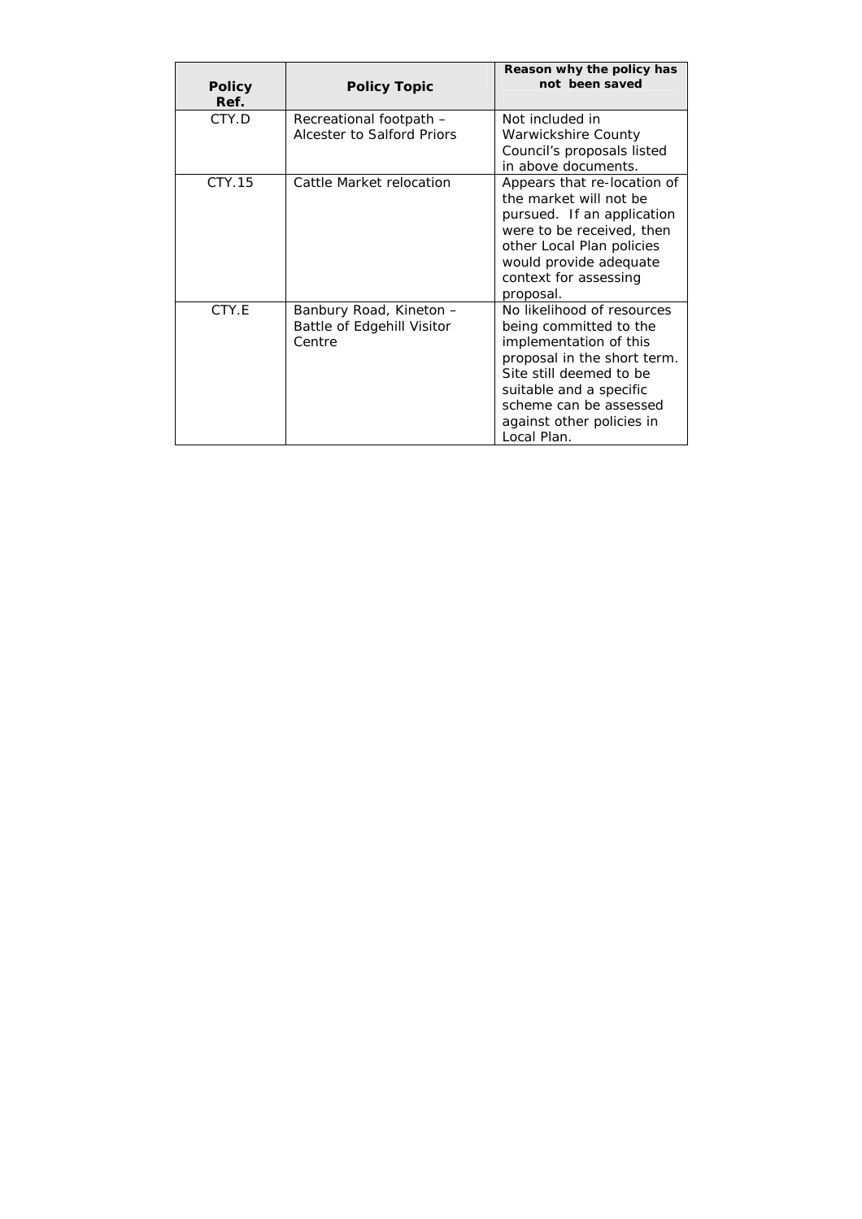| Policy Ref. | Policy Topic | Reason why the policy has not been saved |
|---|---|---|
| CTY.D | Recreational footpath – Alcester to Salford Priors | Not included in Warwickshire County Council's proposals listed in above documents. |
| CTY.15 | Cattle Market relocation | Appears that re-location of the market will not be pursued. If an application were to be received, then other Local Plan policies would provide adequate context for assessing proposal. |
| CTY.E | Banbury Road, Kineton – Battle of Edgehill Visitor Centre | No likelihood of resources being committed to the implementation of this proposal in the short term. Site still deemed to be suitable and a specific scheme can be assessed against other policies in Local Plan. |